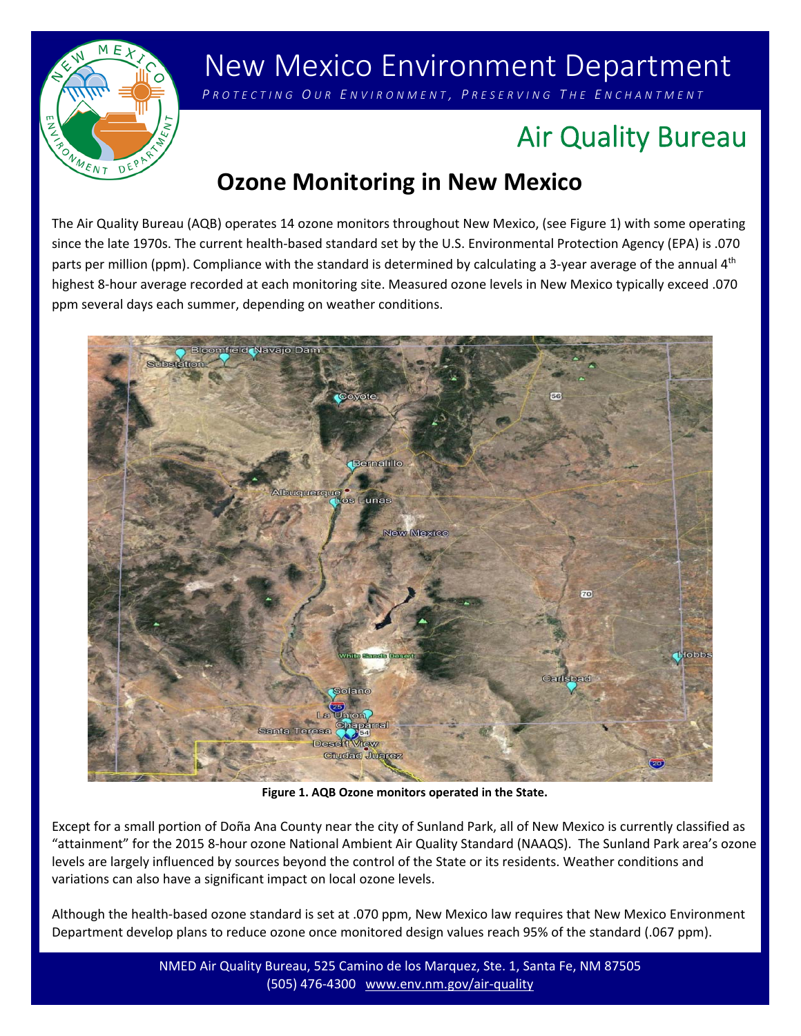# New Mexico Environment Department

*PROTECTING OUR ENVIRONMENT, PRESERVING THE ENCHANTMENT*

## Air Quality Bureau

## Ozone Monitoring in New Mexico

The Air Quality Bureau (AQB) operates 14 ozone monitors throughout New Mexico, (see Figure 1) with some operating since the late 1970s. The current health-based standard set by the U.S. Environmental Protection Agency (EPA) is .070 parts per million (ppm). Compliance with the standard is determined by calculating a 3-year average of the annual 4th highest 8-hour average recorded at each monitoring site. Measured ozone levels in New Mexico typically exceed .070 ppm several days each summer, depending on weather conditions.

**Figure 1. AQB Ozone monitors operated in the State.**

Except for a small portion of Doña Ana County near the city of Sunland Park, all of New Mexico is currently classified as "attainment" for the 2015 8-hour ozone National Ambient Air Quality Standard (NAAQS). The Sunland Park area's ozone levels are largely influenced by sources beyond the control of the State or its residents. Weather conditions and variations can also have a significant impact on local ozone levels.

Although the health-based ozone standard is set at .070 ppm, New Mexico law requires that New Mexico Environment Department develop plans to reduce ozone once monitored design values reach 95% of the standard (.067 ppm).

NMED Air Quality Bureau, 525 Camino de los Marquez, Ste. 1, Santa Fe, NM 87505
(505) 476-4300 www.env.nm.gov/air-quality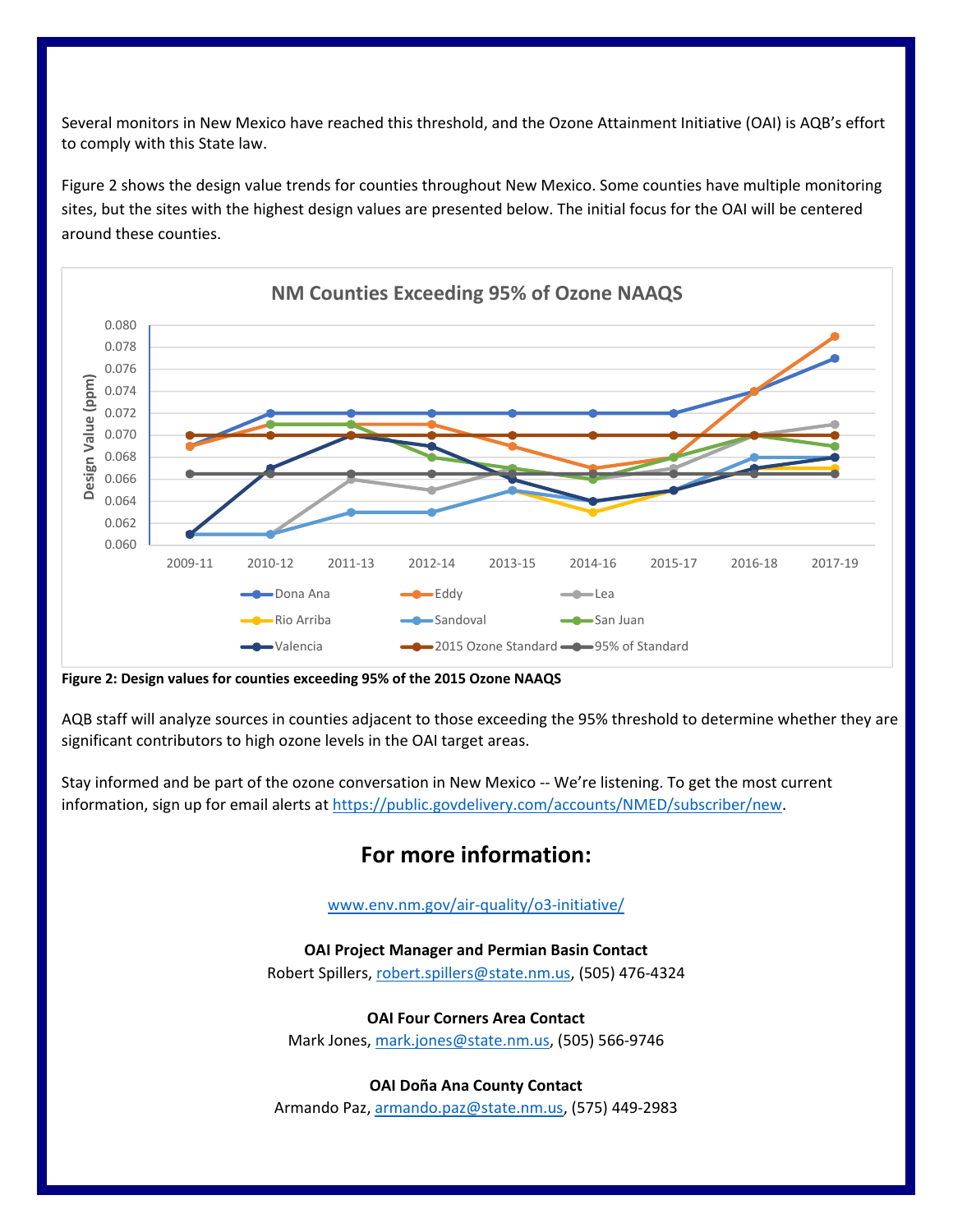Several monitors in New Mexico have reached this threshold, and the Ozone Attainment Initiative (OAI) is AQB's effort to comply with this State law.

Figure 2 shows the design value trends for counties throughout New Mexico. Some counties have multiple monitoring sites, but the sites with the highest design values are presented below. The initial focus for the OAI will be centered around these counties.

NM Counties Exceeding 95% of Ozone NAAQS

Design Value (ppm)

0.080
0.078
0.076
0.074
0.072
0.070
0.068
0.066
0.064
0.062
0.060

2009-11
2010-12
2011-13
2012-14
2013-15
2014-16
2015-17
2016-18
2017-19

Dona Ana
Eddy
Lea
Rio Arriba
Sandoval
San Juan
Valencia
2015 Ozone Standard
95% of Standard

**Figure 2: Design values for counties exceeding 95% of the 2015 Ozone NAAQS**

AQB staff will analyze sources in counties adjacent to those exceeding the 95% threshold to determine whether they are significant contributors to high ozone levels in the OAI target areas.

Stay informed and be part of the ozone conversation in New Mexico -- We're listening. To get the most current information, sign up for email alerts at https://public.govdelivery.com/accounts/NMED/subscriber/new.

## For more information:

www.env.nm.gov/air-quality/o3-initiative/

**OAI Project Manager and Permian Basin Contact**
Robert Spillers, robert.spillers@state.nm.us, (505) 476-4324

**OAI Four Corners Area Contact**
Mark Jones, mark.jones@state.nm.us, (505) 566-9746

**OAI Doña Ana County Contact**
Armando Paz, armando.paz@state.nm.us, (575) 449-2983